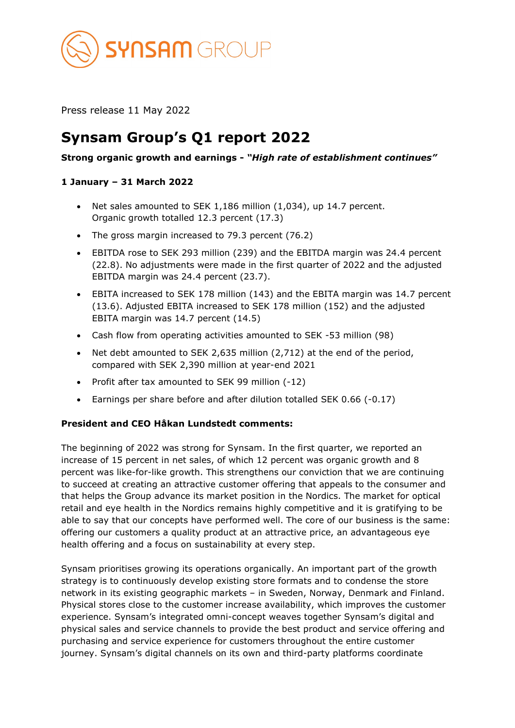Press release 11 May 2022

# Synsam Group's Q1 report 2022

**Strong organic growth and earnings - *"High rate of establishment continues"***

**1 January – 31 March 2022**

- Net sales amounted to SEK 1,186 million (1,034), up 14.7 percent. Organic growth totalled 12.3 percent (17.3)
- The gross margin increased to 79.3 percent (76.2)
- EBITDA rose to SEK 293 million (239) and the EBITDA margin was 24.4 percent (22.8). No adjustments were made in the first quarter of 2022 and the adjusted EBITDA margin was 24.4 percent (23.7).
- EBITA increased to SEK 178 million (143) and the EBITA margin was 14.7 percent (13.6). Adjusted EBITA increased to SEK 178 million (152) and the adjusted EBITA margin was 14.7 percent (14.5)
- Cash flow from operating activities amounted to SEK -53 million (98)
- Net debt amounted to SEK 2,635 million (2,712) at the end of the period, compared with SEK 2,390 million at year-end 2021
- Profit after tax amounted to SEK 99 million (-12)
- Earnings per share before and after dilution totalled SEK 0.66 (-0.17)

**President and CEO Håkan Lundstedt comments:**

The beginning of 2022 was strong for Synsam. In the first quarter, we reported an increase of 15 percent in net sales, of which 12 percent was organic growth and 8 percent was like-for-like growth. This strengthens our conviction that we are continuing to succeed at creating an attractive customer offering that appeals to the consumer and that helps the Group advance its market position in the Nordics. The market for optical retail and eye health in the Nordics remains highly competitive and it is gratifying to be able to say that our concepts have performed well. The core of our business is the same: offering our customers a quality product at an attractive price, an advantageous eye health offering and a focus on sustainability at every step.

Synsam prioritises growing its operations organically. An important part of the growth strategy is to continuously develop existing store formats and to condense the store network in its existing geographic markets – in Sweden, Norway, Denmark and Finland. Physical stores close to the customer increase availability, which improves the customer experience. Synsam's integrated omni-concept weaves together Synsam's digital and physical sales and service channels to provide the best product and service offering and purchasing and service experience for customers throughout the entire customer journey. Synsam's digital channels on its own and third-party platforms coordinate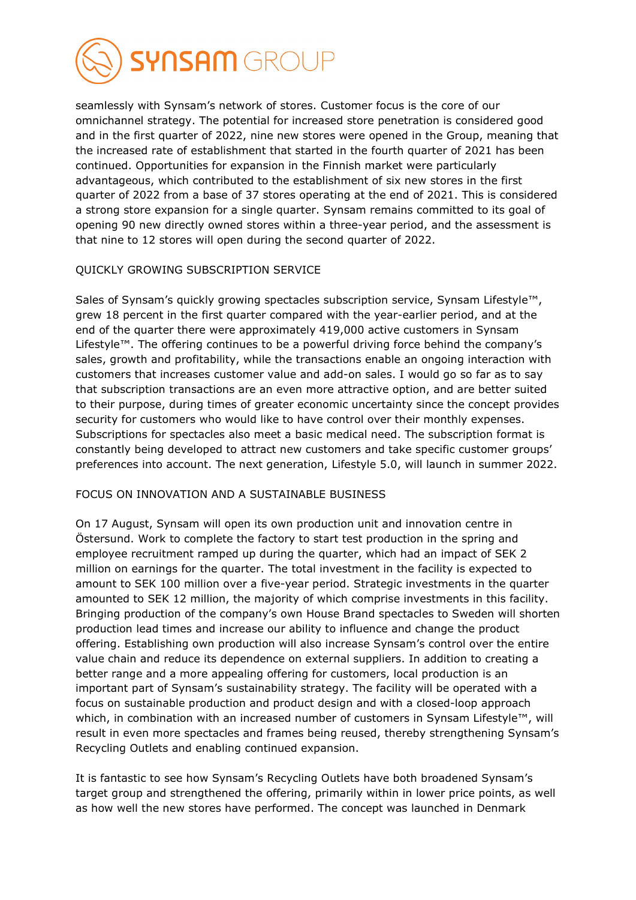seamlessly with Synsam's network of stores. Customer focus is the core of our omnichannel strategy. The potential for increased store penetration is considered good and in the first quarter of 2022, nine new stores were opened in the Group, meaning that the increased rate of establishment that started in the fourth quarter of 2021 has been continued. Opportunities for expansion in the Finnish market were particularly advantageous, which contributed to the establishment of six new stores in the first quarter of 2022 from a base of 37 stores operating at the end of 2021. This is considered a strong store expansion for a single quarter. Synsam remains committed to its goal of opening 90 new directly owned stores within a three-year period, and the assessment is that nine to 12 stores will open during the second quarter of 2022.

## QUICKLY GROWING SUBSCRIPTION SERVICE

Sales of Synsam's quickly growing spectacles subscription service, Synsam Lifestyle™, grew 18 percent in the first quarter compared with the year-earlier period, and at the end of the quarter there were approximately 419,000 active customers in Synsam Lifestyle™. The offering continues to be a powerful driving force behind the company's sales, growth and profitability, while the transactions enable an ongoing interaction with customers that increases customer value and add-on sales. I would go so far as to say that subscription transactions are an even more attractive option, and are better suited to their purpose, during times of greater economic uncertainty since the concept provides security for customers who would like to have control over their monthly expenses. Subscriptions for spectacles also meet a basic medical need. The subscription format is constantly being developed to attract new customers and take specific customer groups' preferences into account. The next generation, Lifestyle 5.0, will launch in summer 2022.

## FOCUS ON INNOVATION AND A SUSTAINABLE BUSINESS

On 17 August, Synsam will open its own production unit and innovation centre in Östersund. Work to complete the factory to start test production in the spring and employee recruitment ramped up during the quarter, which had an impact of SEK 2 million on earnings for the quarter. The total investment in the facility is expected to amount to SEK 100 million over a five-year period. Strategic investments in the quarter amounted to SEK 12 million, the majority of which comprise investments in this facility. Bringing production of the company's own House Brand spectacles to Sweden will shorten production lead times and increase our ability to influence and change the product offering. Establishing own production will also increase Synsam's control over the entire value chain and reduce its dependence on external suppliers. In addition to creating a better range and a more appealing offering for customers, local production is an important part of Synsam's sustainability strategy. The facility will be operated with a focus on sustainable production and product design and with a closed-loop approach which, in combination with an increased number of customers in Synsam Lifestyle™, will result in even more spectacles and frames being reused, thereby strengthening Synsam's Recycling Outlets and enabling continued expansion.

It is fantastic to see how Synsam's Recycling Outlets have both broadened Synsam's target group and strengthened the offering, primarily within in lower price points, as well as how well the new stores have performed. The concept was launched in Denmark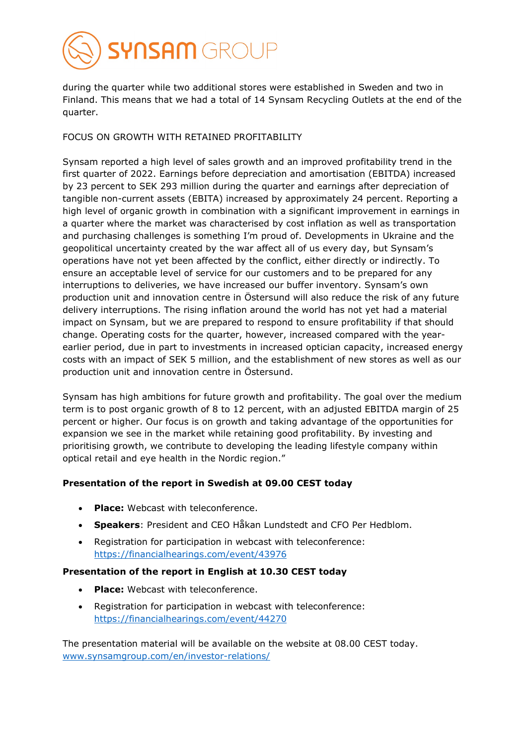during the quarter while two additional stores were established in Sweden and two in Finland. This means that we had a total of 14 Synsam Recycling Outlets at the end of the quarter.

FOCUS ON GROWTH WITH RETAINED PROFITABILITY

Synsam reported a high level of sales growth and an improved profitability trend in the first quarter of 2022. Earnings before depreciation and amortisation (EBITDA) increased by 23 percent to SEK 293 million during the quarter and earnings after depreciation of tangible non-current assets (EBITA) increased by approximately 24 percent. Reporting a high level of organic growth in combination with a significant improvement in earnings in a quarter where the market was characterised by cost inflation as well as transportation and purchasing challenges is something I'm proud of. Developments in Ukraine and the geopolitical uncertainty created by the war affect all of us every day, but Synsam's operations have not yet been affected by the conflict, either directly or indirectly. To ensure an acceptable level of service for our customers and to be prepared for any interruptions to deliveries, we have increased our buffer inventory. Synsam's own production unit and innovation centre in Östersund will also reduce the risk of any future delivery interruptions. The rising inflation around the world has not yet had a material impact on Synsam, but we are prepared to respond to ensure profitability if that should change. Operating costs for the quarter, however, increased compared with the year-earlier period, due in part to investments in increased optician capacity, increased energy costs with an impact of SEK 5 million, and the establishment of new stores as well as our production unit and innovation centre in Östersund.

Synsam has high ambitions for future growth and profitability. The goal over the medium term is to post organic growth of 8 to 12 percent, with an adjusted EBITDA margin of 25 percent or higher. Our focus is on growth and taking advantage of the opportunities for expansion we see in the market while retaining good profitability. By investing and prioritising growth, we contribute to developing the leading lifestyle company within optical retail and eye health in the Nordic region."

**Presentation of the report in Swedish at 09.00 CEST today**

- **Place:** Webcast with teleconference.
- **Speakers**: President and CEO Håkan Lundstedt and CFO Per Hedblom.
- Registration for participation in webcast with teleconference: https://financialhearings.com/event/43976

**Presentation of the report in English at 10.30 CEST today**

- **Place:** Webcast with teleconference.
- Registration for participation in webcast with teleconference: https://financialhearings.com/event/44270

The presentation material will be available on the website at 08.00 CEST today. www.synsamgroup.com/en/investor-relations/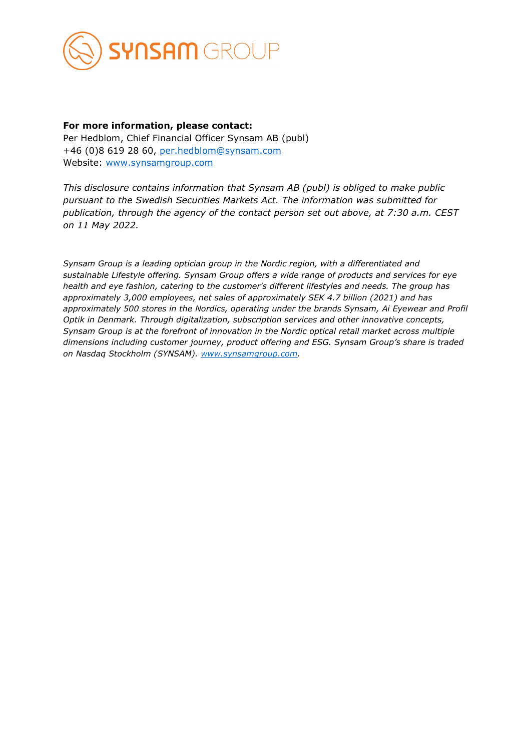**For more information, please contact:**
Per Hedblom, Chief Financial Officer Synsam AB (publ)
+46 (0)8 619 28 60, per.hedblom@synsam.com
Website: www.synsamgroup.com

*This disclosure contains information that Synsam AB (publ) is obliged to make public pursuant to the Swedish Securities Markets Act. The information was submitted for publication, through the agency of the contact person set out above, at 7:30 a.m. CEST on 11 May 2022.*

*Synsam Group is a leading optician group in the Nordic region, with a differentiated and sustainable Lifestyle offering. Synsam Group offers a wide range of products and services for eye health and eye fashion, catering to the customer's different lifestyles and needs. The group has approximately 3,000 employees, net sales of approximately SEK 4.7 billion (2021) and has approximately 500 stores in the Nordics, operating under the brands Synsam, Ai Eyewear and Profil Optik in Denmark. Through digitalization, subscription services and other innovative concepts, Synsam Group is at the forefront of innovation in the Nordic optical retail market across multiple dimensions including customer journey, product offering and ESG. Synsam Group's share is traded on Nasdaq Stockholm (SYNSAM). www.synsamgroup.com.*